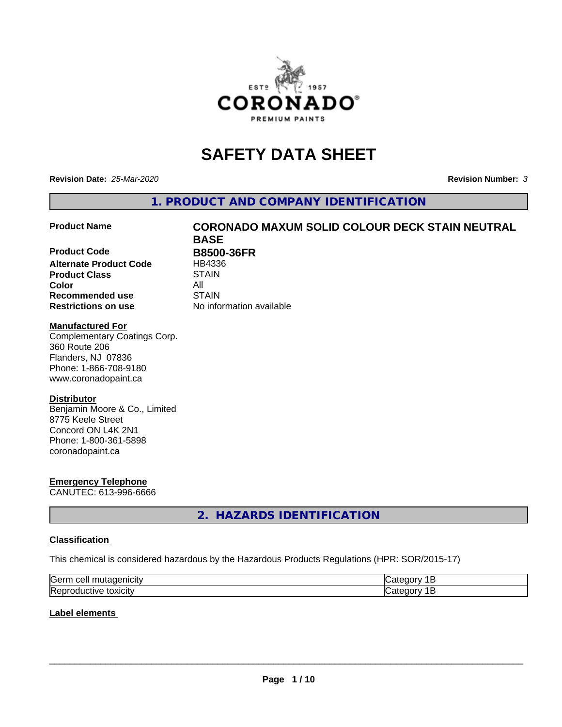# SAFETY DATA SHEET

**Revision Date:** *25-Mar-2020* **Revision Number:** *3*

## 1. PRODUCT AND COMPANY IDENTIFICATION

**Product Name** **CORONADO MAXUM SOLID COLOUR DECK STAIN NEUTRAL BASE**

**Product Code** **B8500-36FR**
**Alternate Product Code** HB4336
**Product Class** STAIN
**Color** All
**Recommended use** STAIN
**Restrictions on use** No information available

**Manufactured For**
Complementary Coatings Corp.
360 Route 206
Flanders, NJ 07836
Phone: 1-866-708-9180
www.coronadopaint.ca

**Distributor**
Benjamin Moore & Co., Limited
8775 Keele Street
Concord ON L4K 2N1
Phone: 1-800-361-5898
coronadopaint.ca

**Emergency Telephone**
CANUTEC: 613-996-6666

## 2. HAZARDS IDENTIFICATION

**Classification**

This chemical is considered hazardous by the Hazardous Products Regulations (HPR: SOR/2015-17)

| | |
|---|---|
| Germ cell mutagenicity | Category 1B |
| Reproductive toxicity | Category 1B |

**Label elements**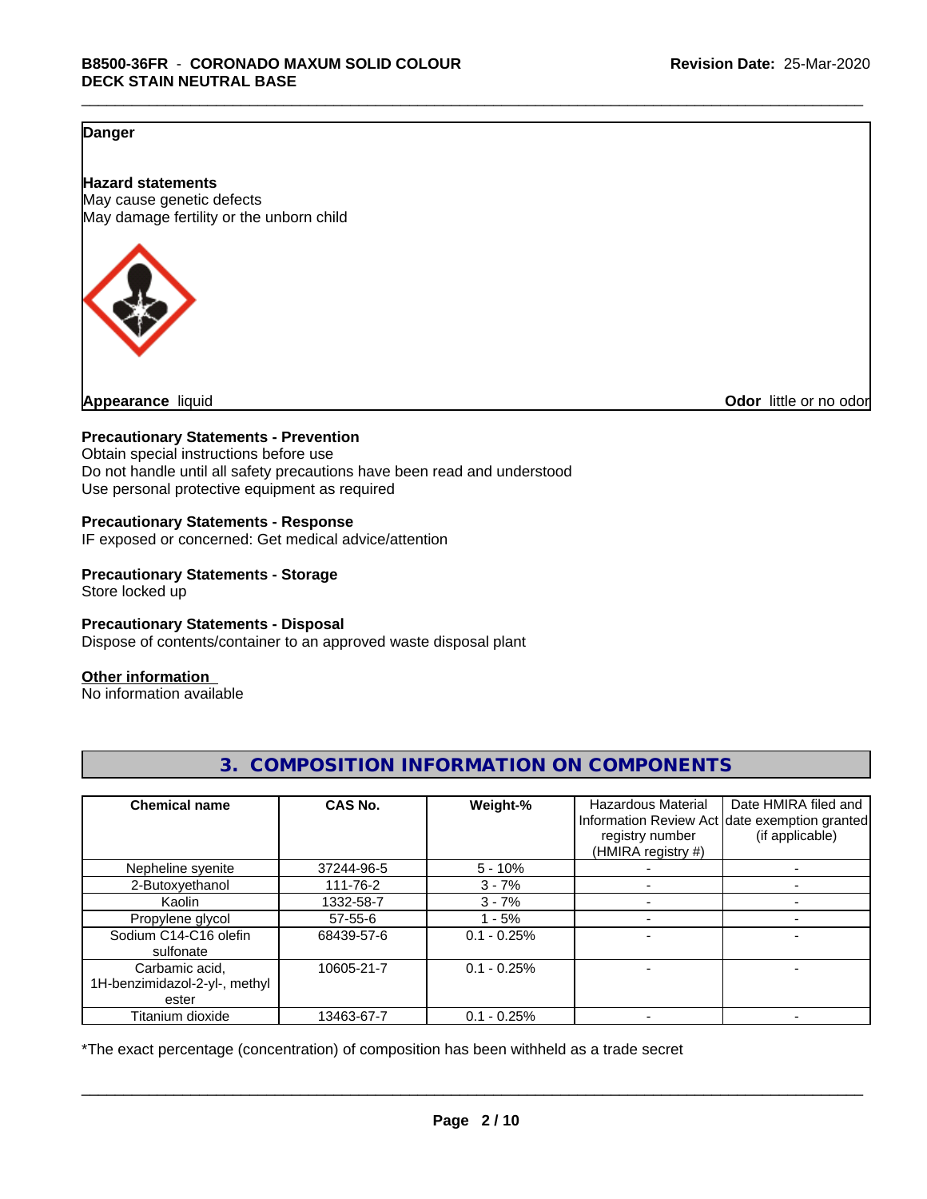**Danger**

**Hazard statements**
May cause genetic defects
May damage fertility or the unborn child

**Appearance** liquid

**Odor** little or no odor

**Precautionary Statements - Prevention**
Obtain special instructions before use
Do not handle until all safety precautions have been read and understood
Use personal protective equipment as required

**Precautionary Statements - Response**
IF exposed or concerned: Get medical advice/attention

**Precautionary Statements - Storage**
Store locked up

**Precautionary Statements - Disposal**
Dispose of contents/container to an approved waste disposal plant

**Other information**
No information available

## 3. COMPOSITION INFORMATION ON COMPONENTS

| Chemical name | CAS No. | Weight-% | Hazardous Material Information Review Act registry number (HMIRA registry #) | Date HMIRA filed and date exemption granted (if applicable) |
|---|---|---|---|---|
| Nepheline syenite | 37244-96-5 | 5 - 10% | - | - |
| 2-Butoxyethanol | 111-76-2 | 3 - 7% | - | - |
| Kaolin | 1332-58-7 | 3 - 7% | - | - |
| Propylene glycol | 57-55-6 | 1 - 5% | - | - |
| Sodium C14-C16 olefin sulfonate | 68439-57-6 | 0.1 - 0.25% | - | - |
| Carbamic acid, 1H-benzimidazol-2-yl-, methyl ester | 10605-21-7 | 0.1 - 0.25% | - | - |
| Titanium dioxide | 13463-67-7 | 0.1 - 0.25% | - | - |

*The exact percentage (concentration) of composition has been withheld as a trade secret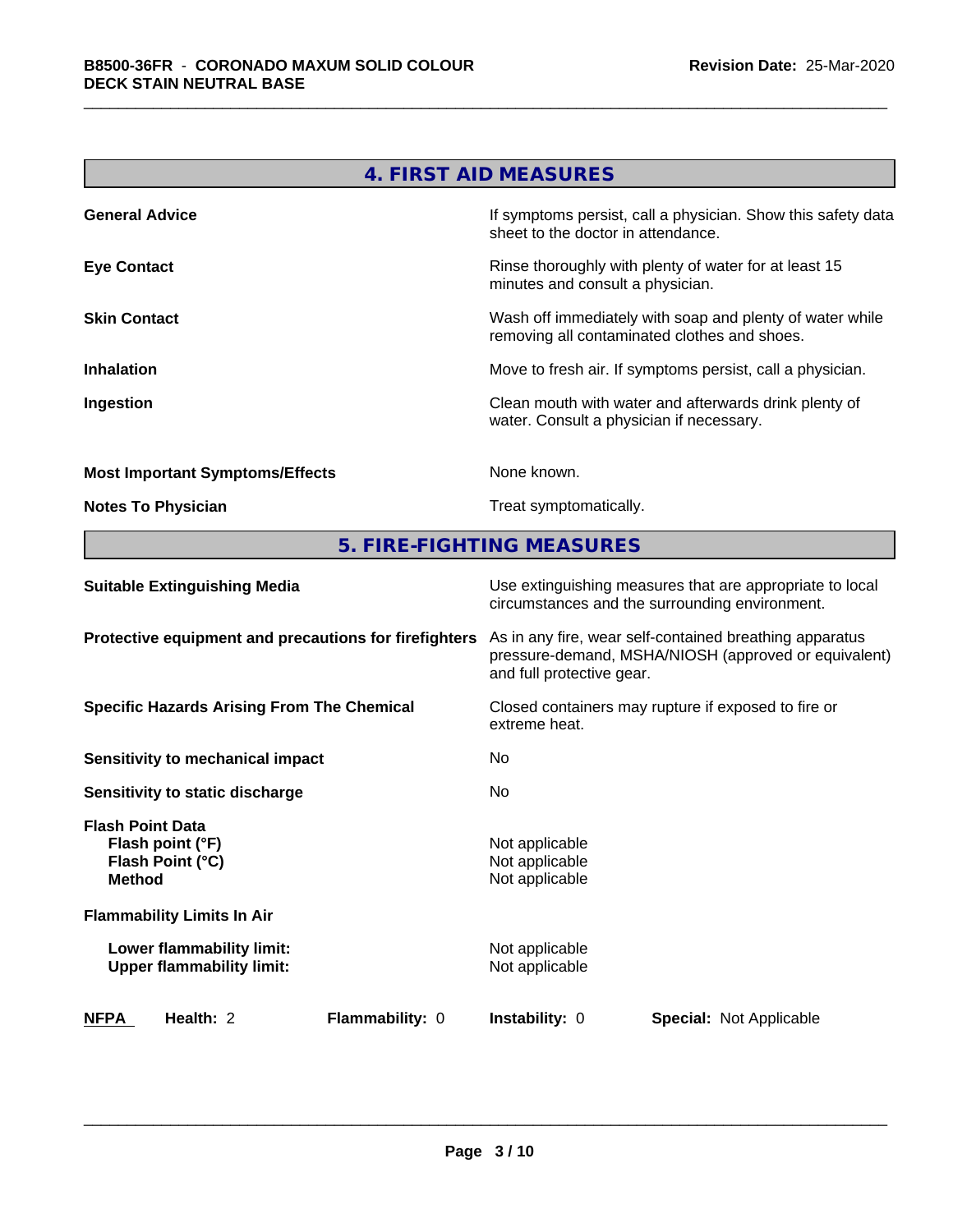## 4. FIRST AID MEASURES

| | |
|---|---|
| **General Advice** | If symptoms persist, call a physician. Show this safety data sheet to the doctor in attendance. |
| **Eye Contact** | Rinse thoroughly with plenty of water for at least 15 minutes and consult a physician. |
| **Skin Contact** | Wash off immediately with soap and plenty of water while removing all contaminated clothes and shoes. |
| **Inhalation** | Move to fresh air. If symptoms persist, call a physician. |
| **Ingestion** | Clean mouth with water and afterwards drink plenty of water. Consult a physician if necessary. |
| **Most Important Symptoms/Effects** | None known. |
| **Notes To Physician** | Treat symptomatically. |

## 5. FIRE-FIGHTING MEASURES

| | |
|---|---|
| **Suitable Extinguishing Media** | Use extinguishing measures that are appropriate to local circumstances and the surrounding environment. |
| **Protective equipment and precautions for firefighters** | As in any fire, wear self-contained breathing apparatus pressure-demand, MSHA/NIOSH (approved or equivalent) and full protective gear. |
| **Specific Hazards Arising From The Chemical** | Closed containers may rupture if exposed to fire or extreme heat. |
| **Sensitivity to mechanical impact** | No |
| **Sensitivity to static discharge** | No |
| **Flash Point Data** | |
| **Flash point (°F)** | Not applicable |
| **Flash Point (°C)** | Not applicable |
| **Method** | Not applicable |
| **Flammability Limits In Air** | |
| **Lower flammability limit:** | Not applicable |
| **Upper flammability limit:** | Not applicable |

| **NFPA** | **Health:** 2 | **Flammability:** 0 | **Instability:** 0 | **Special:** Not Applicable |
|---|---|---|---|---|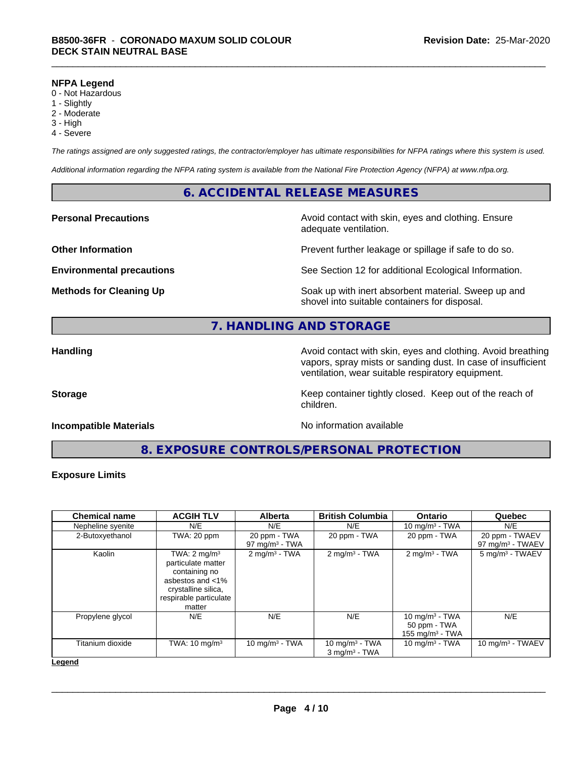**NFPA Legend**
0 - Not Hazardous
1 - Slightly
2 - Moderate
3 - High
4 - Severe

*The ratings assigned are only suggested ratings, the contractor/employer has ultimate responsibilities for NFPA ratings where this system is used.*

*Additional information regarding the NFPA rating system is available from the National Fire Protection Agency (NFPA) at www.nfpa.org.*

## 6. ACCIDENTAL RELEASE MEASURES

**Personal Precautions** — Avoid contact with skin, eyes and clothing. Ensure adequate ventilation.

**Other Information** — Prevent further leakage or spillage if safe to do so.

**Environmental precautions** — See Section 12 for additional Ecological Information.

**Methods for Cleaning Up** — Soak up with inert absorbent material. Sweep up and shovel into suitable containers for disposal.

## 7. HANDLING AND STORAGE

**Handling** — Avoid contact with skin, eyes and clothing. Avoid breathing vapors, spray mists or sanding dust. In case of insufficient ventilation, wear suitable respiratory equipment.

**Storage** — Keep container tightly closed. Keep out of the reach of children.

**Incompatible Materials** — No information available

## 8. EXPOSURE CONTROLS/PERSONAL PROTECTION

**Exposure Limits**

| Chemical name | ACGIH TLV | Alberta | British Columbia | Ontario | Quebec |
|---|---|---|---|---|---|
| Nepheline syenite | N/E | N/E | N/E | 10 mg/m³ - TWA | N/E |
| 2-Butoxyethanol | TWA: 20 ppm | 20 ppm - TWA<br>97 mg/m³ - TWA | 20 ppm - TWA | 20 ppm - TWA | 20 ppm - TWAEV<br>97 mg/m³ - TWAEV |
| Kaolin | TWA: 2 mg/m³ particulate matter containing no asbestos and <1% crystalline silica, respirable particulate matter | 2 mg/m³ - TWA | 2 mg/m³ - TWA | 2 mg/m³ - TWA | 5 mg/m³ - TWAEV |
| Propylene glycol | N/E | N/E | N/E | 10 mg/m³ - TWA<br>50 ppm - TWA<br>155 mg/m³ - TWA | N/E |
| Titanium dioxide | TWA: 10 mg/m³ | 10 mg/m³ - TWA | 10 mg/m³ - TWA<br>3 mg/m³ - TWA | 10 mg/m³ - TWA | 10 mg/m³ - TWAEV |

**Legend**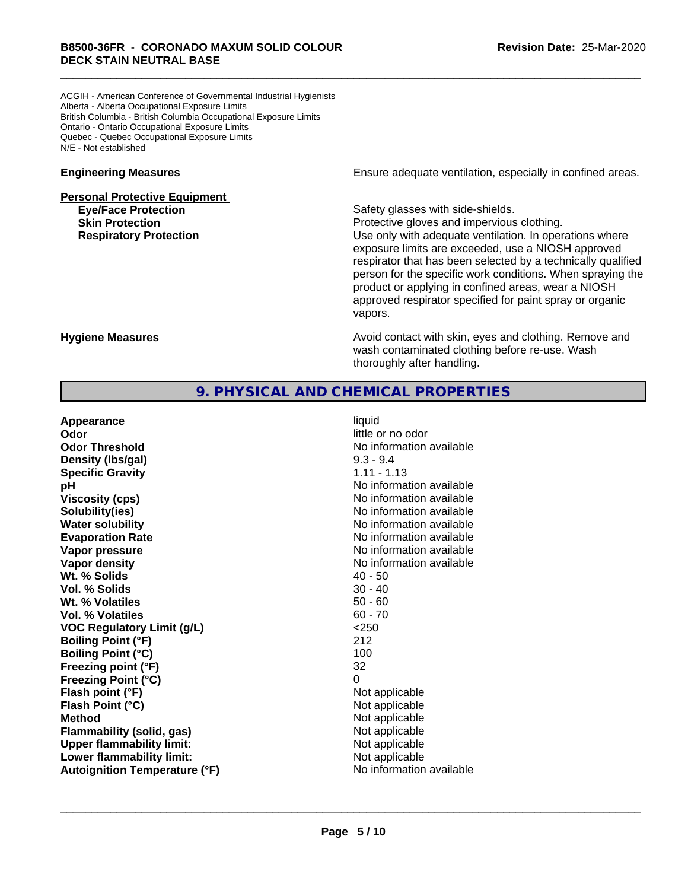ACGIH - American Conference of Governmental Industrial Hygienists
Alberta - Alberta Occupational Exposure Limits
British Columbia - British Columbia Occupational Exposure Limits
Ontario - Ontario Occupational Exposure Limits
Quebec - Quebec Occupational Exposure Limits
N/E - Not established

**Engineering Measures** Ensure adequate ventilation, especially in confined areas.

**Personal Protective Equipment**

**Eye/Face Protection** Safety glasses with side-shields.

**Skin Protection** Protective gloves and impervious clothing.

**Respiratory Protection** Use only with adequate ventilation. In operations where exposure limits are exceeded, use a NIOSH approved respirator that has been selected by a technically qualified person for the specific work conditions. When spraying the product or applying in confined areas, wear a NIOSH approved respirator specified for paint spray or organic vapors.

**Hygiene Measures** Avoid contact with skin, eyes and clothing. Remove and wash contaminated clothing before re-use. Wash thoroughly after handling.

## 9. PHYSICAL AND CHEMICAL PROPERTIES

| | |
|---|---|
| **Appearance** | liquid |
| **Odor** | little or no odor |
| **Odor Threshold** | No information available |
| **Density (lbs/gal)** | 9.3 - 9.4 |
| **Specific Gravity** | 1.11 - 1.13 |
| **pH** | No information available |
| **Viscosity (cps)** | No information available |
| **Solubility(ies)** | No information available |
| **Water solubility** | No information available |
| **Evaporation Rate** | No information available |
| **Vapor pressure** | No information available |
| **Vapor density** | No information available |
| **Wt. % Solids** | 40 - 50 |
| **Vol. % Solids** | 30 - 40 |
| **Wt. % Volatiles** | 50 - 60 |
| **Vol. % Volatiles** | 60 - 70 |
| **VOC Regulatory Limit (g/L)** | <250 |
| **Boiling Point (°F)** | 212 |
| **Boiling Point (°C)** | 100 |
| **Freezing point (°F)** | 32 |
| **Freezing Point (°C)** | 0 |
| **Flash point (°F)** | Not applicable |
| **Flash Point (°C)** | Not applicable |
| **Method** | Not applicable |
| **Flammability (solid, gas)** | Not applicable |
| **Upper flammability limit:** | Not applicable |
| **Lower flammability limit:** | Not applicable |
| **Autoignition Temperature (°F)** | No information available |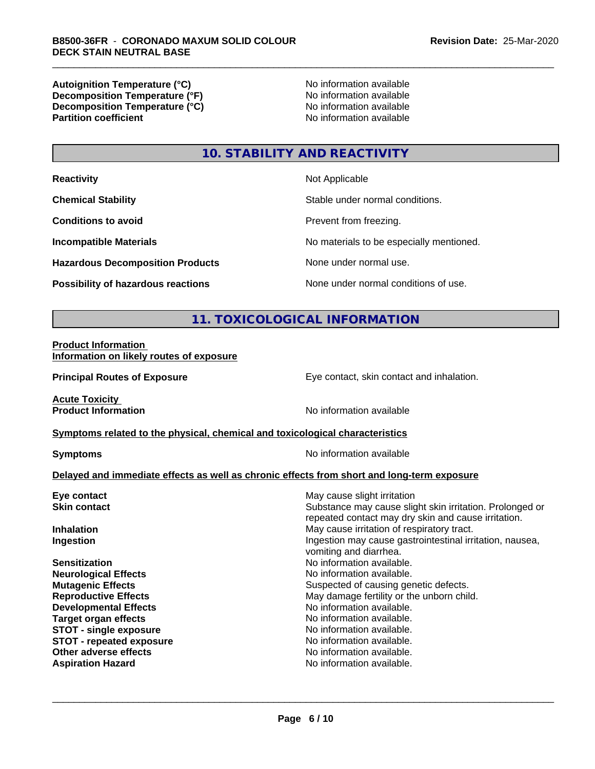| | |
|---|---|
| **Autoignition Temperature (°C)** | No information available |
| **Decomposition Temperature (°F)** | No information available |
| **Decomposition Temperature (°C)** | No information available |
| **Partition coefficient** | No information available |

## 10. STABILITY AND REACTIVITY

| | |
|---|---|
| **Reactivity** | Not Applicable |
| **Chemical Stability** | Stable under normal conditions. |
| **Conditions to avoid** | Prevent from freezing. |
| **Incompatible Materials** | No materials to be especially mentioned. |
| **Hazardous Decomposition Products** | None under normal use. |
| **Possibility of hazardous reactions** | None under normal conditions of use. |

## 11. TOXICOLOGICAL INFORMATION

**Product Information**
**Information on likely routes of exposure**

| | |
|---|---|
| **Principal Routes of Exposure** | Eye contact, skin contact and inhalation. |

**Acute Toxicity**

| | |
|---|---|
| **Product Information** | No information available |

**Symptoms related to the physical, chemical and toxicological characteristics**

| | |
|---|---|
| **Symptoms** | No information available |

**Delayed and immediate effects as well as chronic effects from short and long-term exposure**

| | |
|---|---|
| **Eye contact** | May cause slight irritation |
| **Skin contact** | Substance may cause slight skin irritation. Prolonged or repeated contact may dry skin and cause irritation. |
| **Inhalation** | May cause irritation of respiratory tract. |
| **Ingestion** | Ingestion may cause gastrointestinal irritation, nausea, vomiting and diarrhea. |
| **Sensitization** | No information available. |
| **Neurological Effects** | No information available. |
| **Mutagenic Effects** | Suspected of causing genetic defects. |
| **Reproductive Effects** | May damage fertility or the unborn child. |
| **Developmental Effects** | No information available. |
| **Target organ effects** | No information available. |
| **STOT - single exposure** | No information available. |
| **STOT - repeated exposure** | No information available. |
| **Other adverse effects** | No information available. |
| **Aspiration Hazard** | No information available. |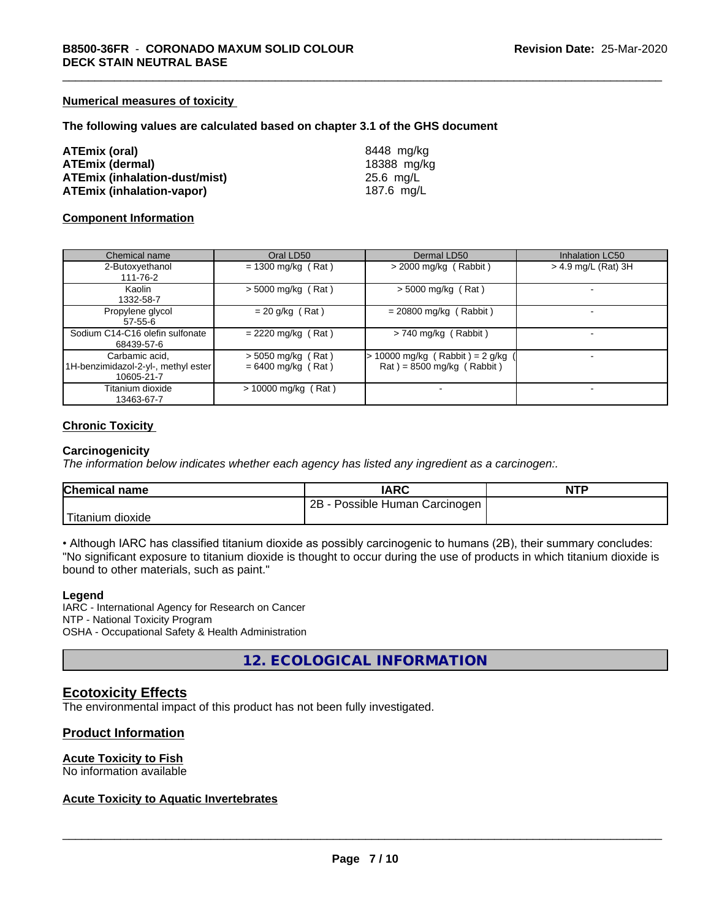#### Numerical measures of toxicity

**The following values are calculated based on chapter 3.1 of the GHS document**

| | |
|---|---|
| **ATEmix (oral)** | 8448 mg/kg |
| **ATEmix (dermal)** | 18388 mg/kg |
| **ATEmix (inhalation-dust/mist)** | 25.6 mg/L |
| **ATEmix (inhalation-vapor)** | 187.6 mg/L |

#### Component Information

| Chemical name | Oral LD50 | Dermal LD50 | Inhalation LC50 |
|---|---|---|---|
| 2-Butoxyethanol<br>111-76-2 | = 1300 mg/kg ( Rat ) | > 2000 mg/kg ( Rabbit ) | > 4.9 mg/L (Rat) 3H |
| Kaolin<br>1332-58-7 | > 5000 mg/kg ( Rat ) | > 5000 mg/kg ( Rat ) | - |
| Propylene glycol<br>57-55-6 | = 20 g/kg ( Rat ) | = 20800 mg/kg ( Rabbit ) | - |
| Sodium C14-C16 olefin sulfonate<br>68439-57-6 | = 2220 mg/kg ( Rat ) | > 740 mg/kg ( Rabbit ) | - |
| Carbamic acid, 1H-benzimidazol-2-yl-, methyl ester<br>10605-21-7 | > 5050 mg/kg ( Rat )<br>= 6400 mg/kg ( Rat ) | > 10000 mg/kg ( Rabbit ) = 2 g/kg ( Rat ) = 8500 mg/kg ( Rabbit ) | - |
| Titanium dioxide<br>13463-67-7 | > 10000 mg/kg ( Rat ) | - | - |

#### Chronic Toxicity

**Carcinogenicity**

*The information below indicates whether each agency has listed any ingredient as a carcinogen:.*

| Chemical name | IARC | NTP |
|---|---|---|
| Titanium dioxide | 2B - Possible Human Carcinogen | |

• Although IARC has classified titanium dioxide as possibly carcinogenic to humans (2B), their summary concludes: "No significant exposure to titanium dioxide is thought to occur during the use of products in which titanium dioxide is bound to other materials, such as paint."

**Legend**

IARC - International Agency for Research on Cancer
NTP - National Toxicity Program
OSHA - Occupational Safety & Health Administration

## 12. ECOLOGICAL INFORMATION

### Ecotoxicity Effects

The environmental impact of this product has not been fully investigated.

### Product Information

#### Acute Toxicity to Fish

No information available

#### Acute Toxicity to Aquatic Invertebrates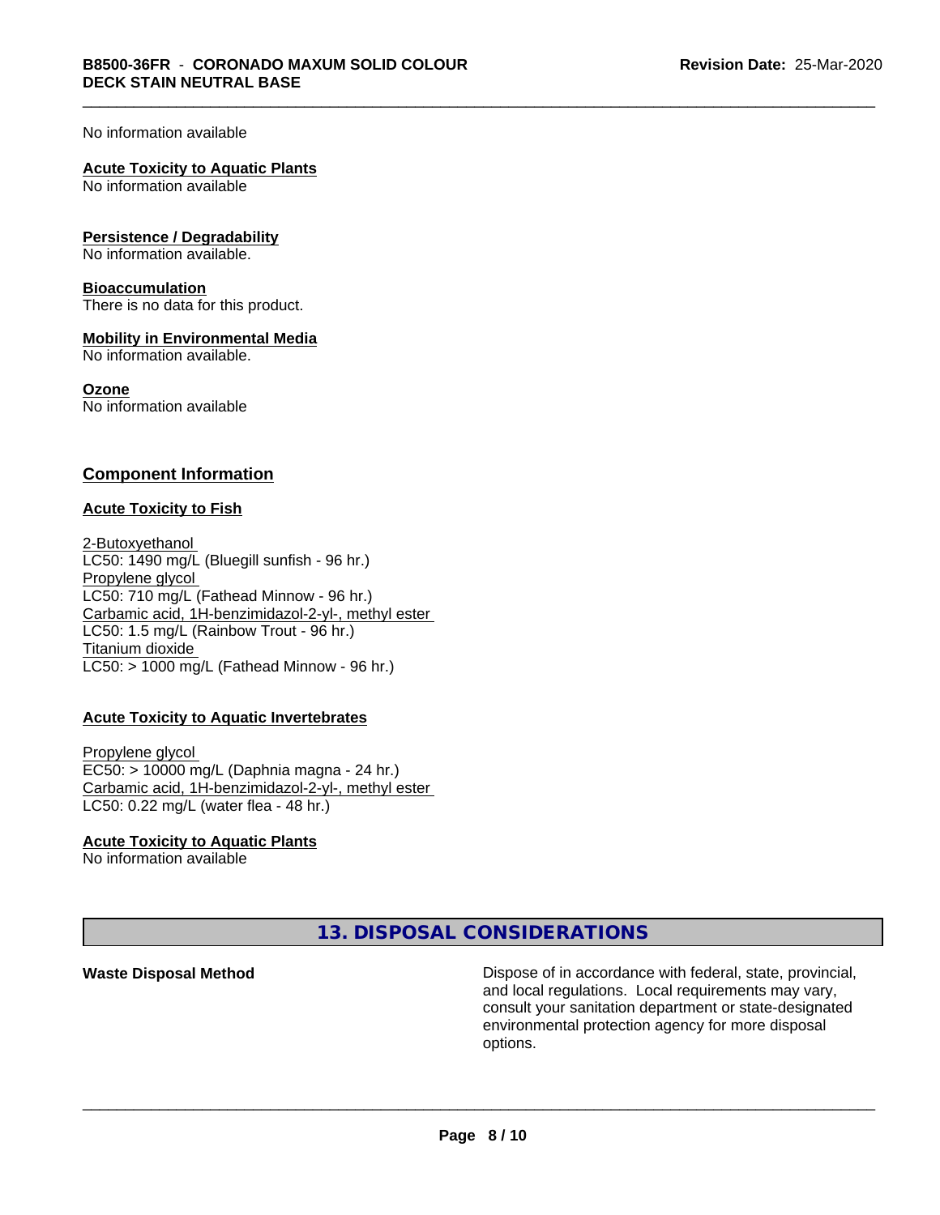No information available

**Acute Toxicity to Aquatic Plants**
No information available

**Persistence / Degradability**
No information available.

**Bioaccumulation**
There is no data for this product.

**Mobility in Environmental Media**
No information available.

**Ozone**
No information available

## Component Information

**Acute Toxicity to Fish**

2-Butoxyethanol
LC50: 1490 mg/L (Bluegill sunfish - 96 hr.)
Propylene glycol
LC50: 710 mg/L (Fathead Minnow - 96 hr.)
Carbamic acid, 1H-benzimidazol-2-yl-, methyl ester
LC50: 1.5 mg/L (Rainbow Trout - 96 hr.)
Titanium dioxide
LC50: > 1000 mg/L (Fathead Minnow - 96 hr.)

**Acute Toxicity to Aquatic Invertebrates**

Propylene glycol
EC50: > 10000 mg/L (Daphnia magna - 24 hr.)
Carbamic acid, 1H-benzimidazol-2-yl-, methyl ester
LC50: 0.22 mg/L (water flea - 48 hr.)

**Acute Toxicity to Aquatic Plants**
No information available

## 13. DISPOSAL CONSIDERATIONS

**Waste Disposal Method**
Dispose of in accordance with federal, state, provincial, and local regulations. Local requirements may vary, consult your sanitation department or state-designated environmental protection agency for more disposal options.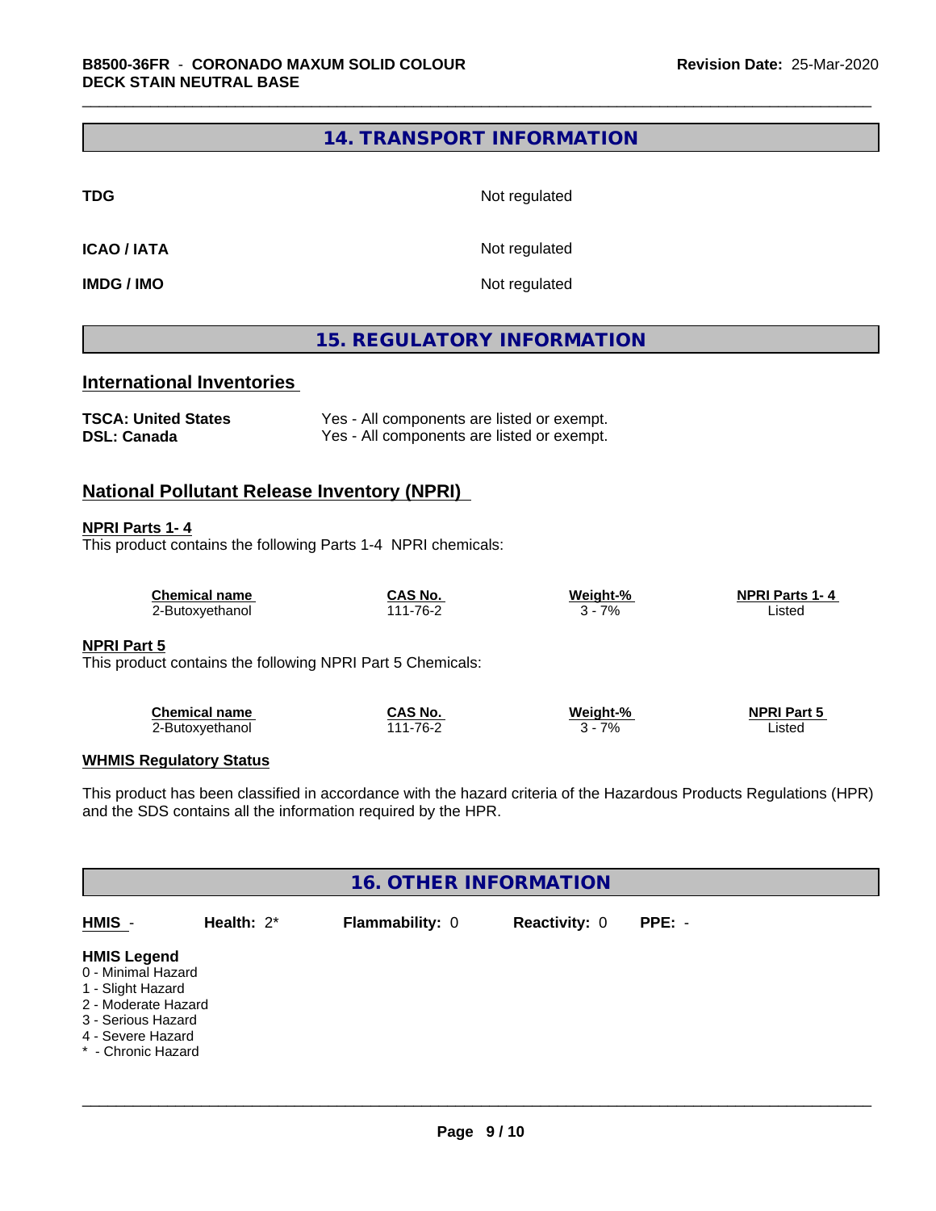## 14. TRANSPORT INFORMATION

| | |
|---|---|
| **TDG** | Not regulated |
| **ICAO / IATA** | Not regulated |
| **IMDG / IMO** | Not regulated |

## 15. REGULATORY INFORMATION

### International Inventories

| | |
|---|---|
| **TSCA: United States** | Yes - All components are listed or exempt. |
| **DSL: Canada** | Yes - All components are listed or exempt. |

### National Pollutant Release Inventory (NPRI)

**NPRI Parts 1- 4**

This product contains the following Parts 1-4 NPRI chemicals:

| Chemical name | CAS No. | Weight-% | NPRI Parts 1- 4 |
|---|---|---|---|
| 2-Butoxyethanol | 111-76-2 | 3 - 7% | Listed |

**NPRI Part 5**

This product contains the following NPRI Part 5 Chemicals:

| Chemical name | CAS No. | Weight-% | NPRI Part 5 |
|---|---|---|---|
| 2-Butoxyethanol | 111-76-2 | 3 - 7% | Listed |

**WHMIS Regulatory Status**

This product has been classified in accordance with the hazard criteria of the Hazardous Products Regulations (HPR) and the SDS contains all the information required by the HPR.

## 16. OTHER INFORMATION

| HMIS - | Health: 2* | Flammability: 0 | Reactivity: 0 | PPE: - |
|---|---|---|---|---|

**HMIS Legend**

0 - Minimal Hazard
1 - Slight Hazard
2 - Moderate Hazard
3 - Serious Hazard
4 - Severe Hazard
* - Chronic Hazard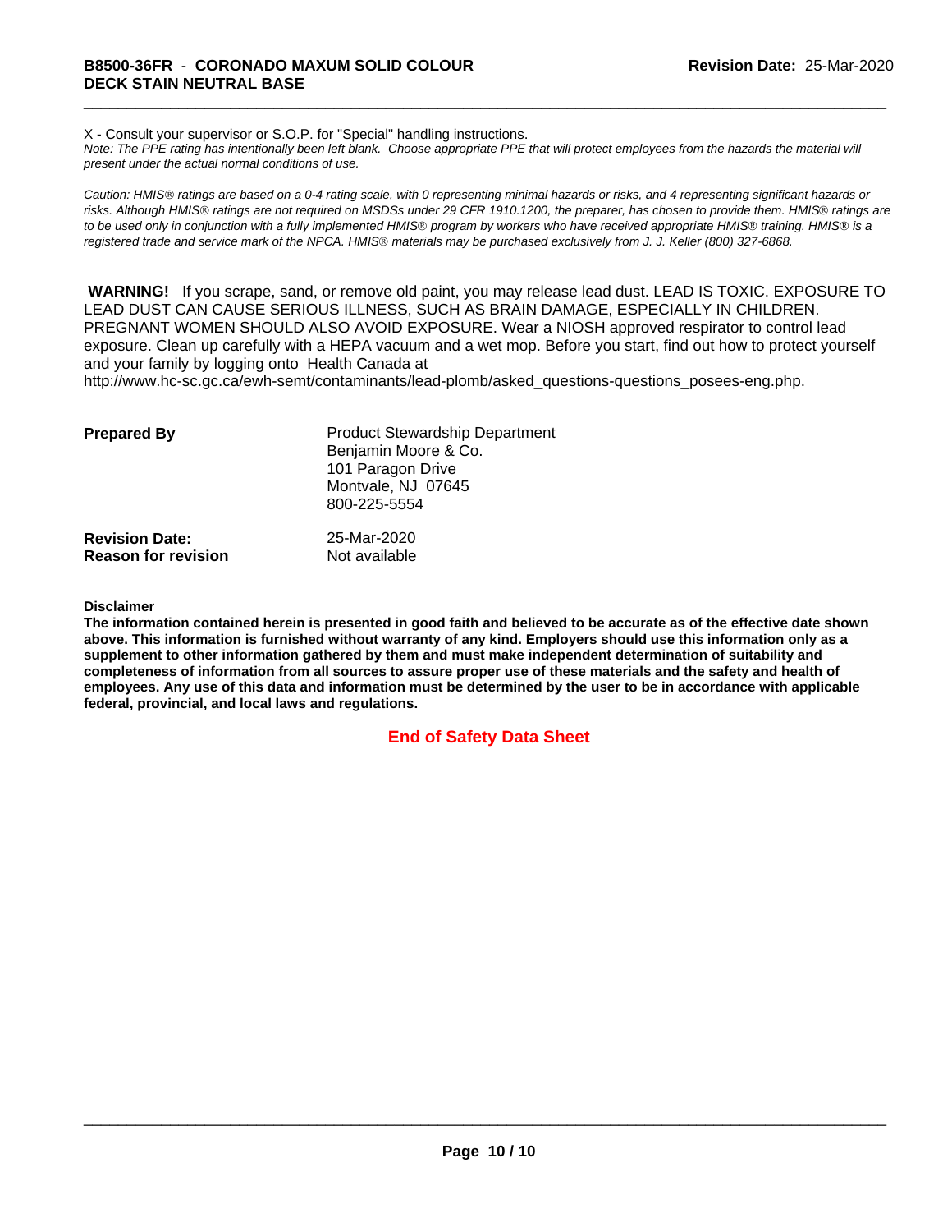X - Consult your supervisor or S.O.P. for "Special" handling instructions.

*Note: The PPE rating has intentionally been left blank. Choose appropriate PPE that will protect employees from the hazards the material will present under the actual normal conditions of use.*

*Caution: HMIS® ratings are based on a 0-4 rating scale, with 0 representing minimal hazards or risks, and 4 representing significant hazards or risks. Although HMIS® ratings are not required on MSDSs under 29 CFR 1910.1200, the preparer, has chosen to provide them. HMIS® ratings are to be used only in conjunction with a fully implemented HMIS® program by workers who have received appropriate HMIS® training. HMIS® is a registered trade and service mark of the NPCA. HMIS® materials may be purchased exclusively from J. J. Keller (800) 327-6868.*

**WARNING!** If you scrape, sand, or remove old paint, you may release lead dust. LEAD IS TOXIC. EXPOSURE TO LEAD DUST CAN CAUSE SERIOUS ILLNESS, SUCH AS BRAIN DAMAGE, ESPECIALLY IN CHILDREN. PREGNANT WOMEN SHOULD ALSO AVOID EXPOSURE. Wear a NIOSH approved respirator to control lead exposure. Clean up carefully with a HEPA vacuum and a wet mop. Before you start, find out how to protect yourself and your family by logging onto Health Canada at http://www.hc-sc.gc.ca/ewh-semt/contaminants/lead-plomb/asked_questions-questions_posees-eng.php.

| | |
|---|---|
| **Prepared By** | Product Stewardship Department<br>Benjamin Moore & Co.<br>101 Paragon Drive<br>Montvale, NJ 07645<br>800-225-5554 |
| **Revision Date:** | 25-Mar-2020 |
| **Reason for revision** | Not available |

**Disclaimer**

**The information contained herein is presented in good faith and believed to be accurate as of the effective date shown above. This information is furnished without warranty of any kind. Employers should use this information only as a supplement to other information gathered by them and must make independent determination of suitability and completeness of information from all sources to assure proper use of these materials and the safety and health of employees. Any use of this data and information must be determined by the user to be in accordance with applicable federal, provincial, and local laws and regulations.**

**End of Safety Data Sheet**